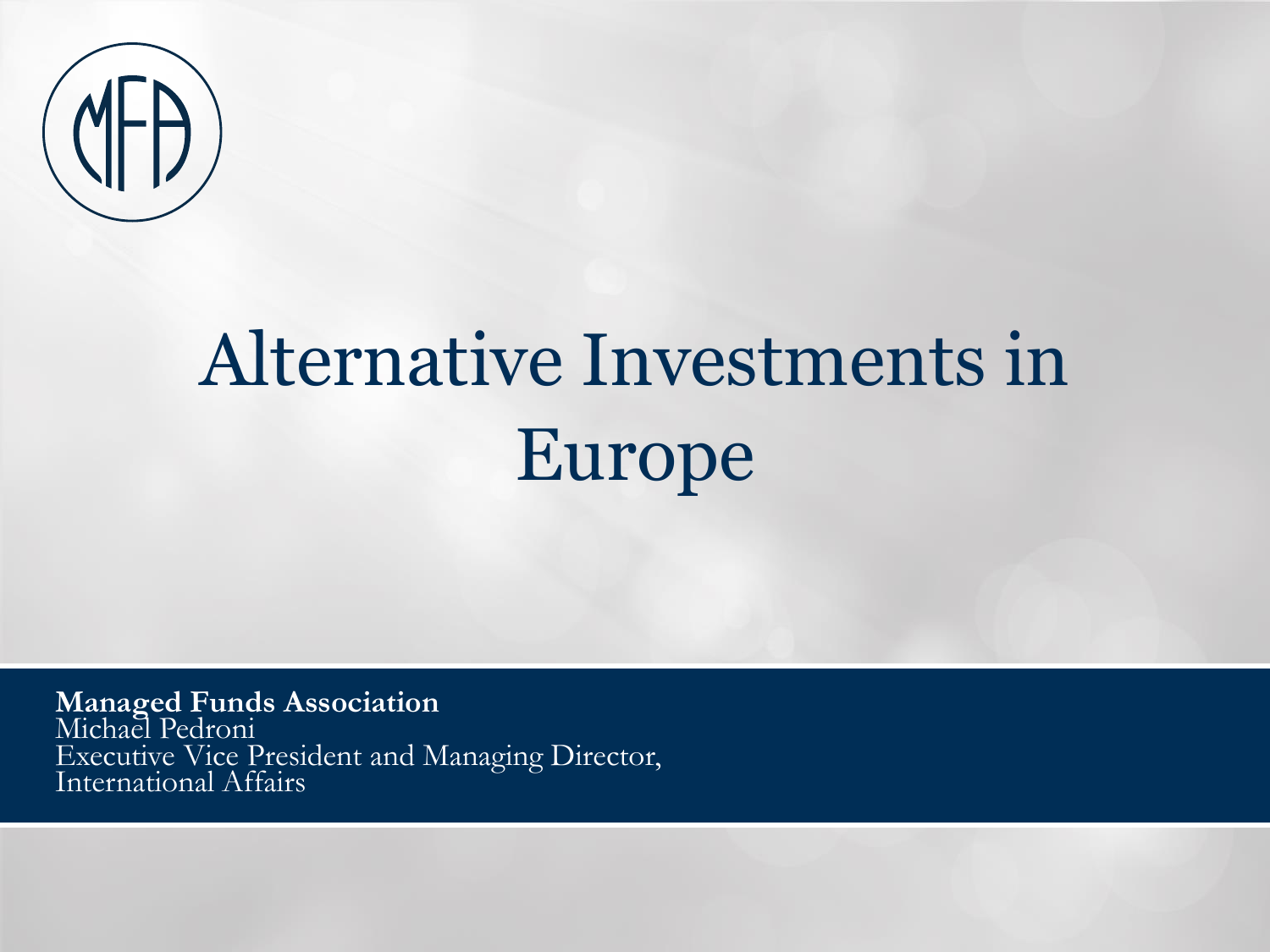# Alternative Investments in Europe

**Managed Funds Association**
Michael Pedroni
Executive Vice President and Managing Director,
International Affairs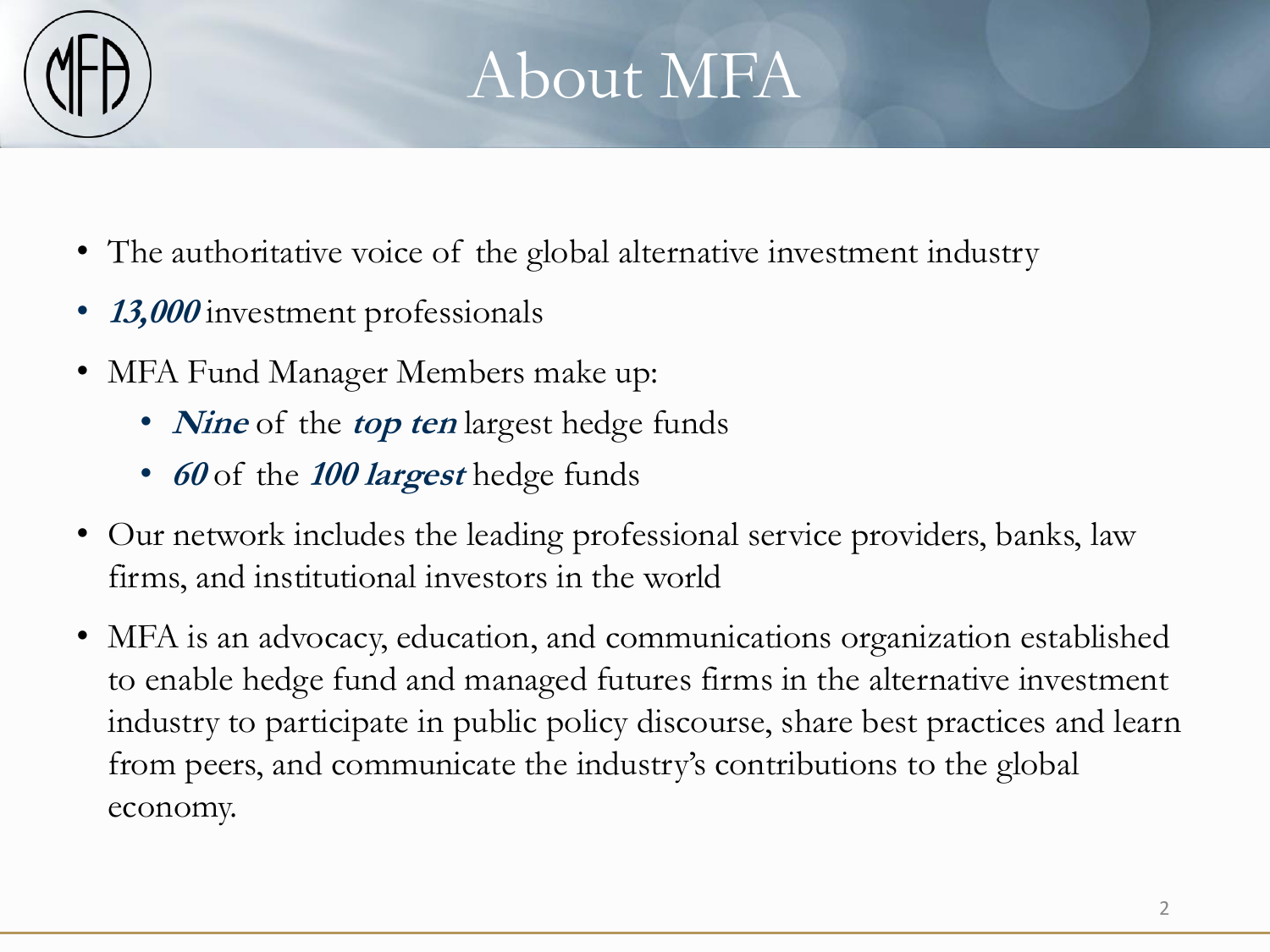# About MFA

- The authoritative voice of the global alternative investment industry
- ***13,000*** investment professionals
- MFA Fund Manager Members make up:
  - ***Nine*** of the ***top ten*** largest hedge funds
  - ***60*** of the ***100 largest*** hedge funds
- Our network includes the leading professional service providers, banks, law firms, and institutional investors in the world
- MFA is an advocacy, education, and communications organization established to enable hedge fund and managed futures firms in the alternative investment industry to participate in public policy discourse, share best practices and learn from peers, and communicate the industry's contributions to the global economy.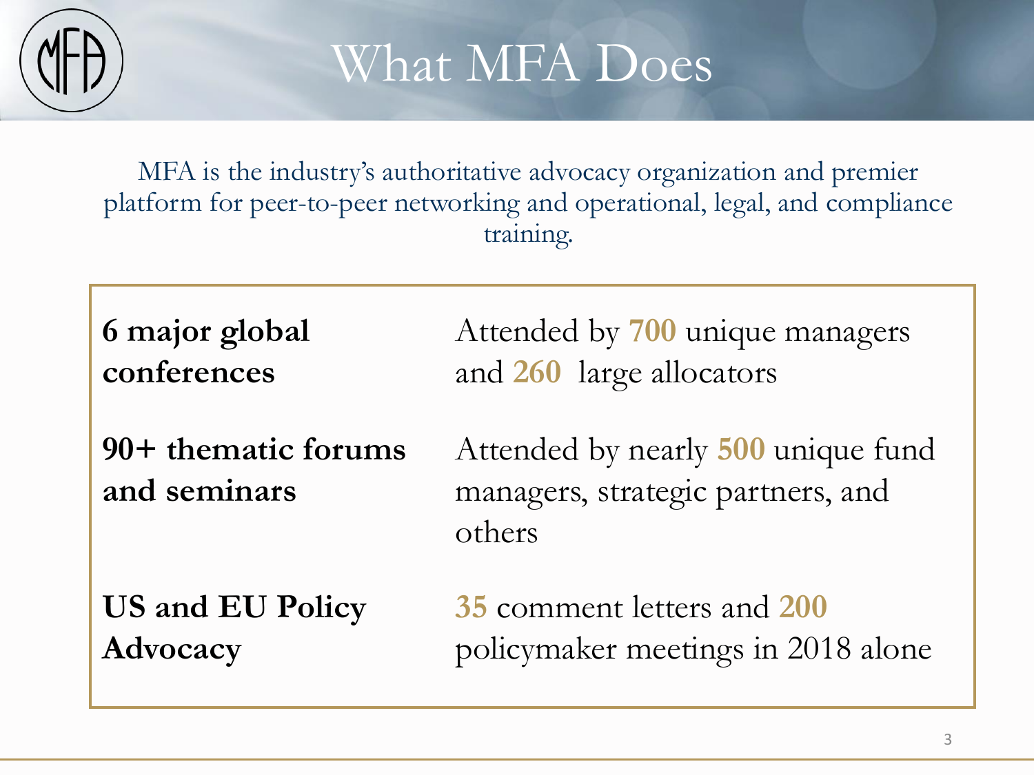# What MFA Does

MFA is the industry's authoritative advocacy organization and premier platform for peer-to-peer networking and operational, legal, and compliance training.

| | |
|---|---|
| **6 major global conferences** | Attended by **700** unique managers and **260** large allocators |
| **90+ thematic forums and seminars** | Attended by nearly **500** unique fund managers, strategic partners, and others |
| **US and EU Policy Advocacy** | **35** comment letters and **200** policymaker meetings in 2018 alone |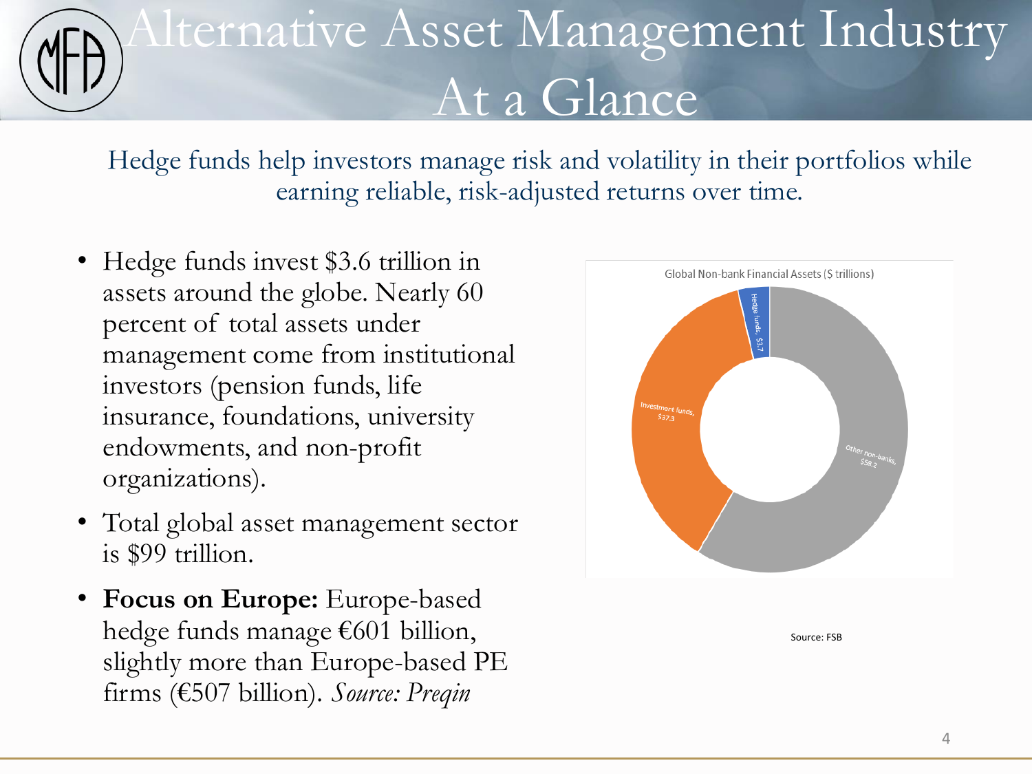# Alternative Asset Management Industry At a Glance

Hedge funds help investors manage risk and volatility in their portfolios while earning reliable, risk-adjusted returns over time.

- Hedge funds invest $3.6 trillion in assets around the globe. Nearly 60 percent of total assets under management come from institutional investors (pension funds, life insurance, foundations, university endowments, and non-profit organizations).
- Total global asset management sector is $99 trillion.
- **Focus on Europe:** Europe-based hedge funds manage €601 billion, slightly more than Europe-based PE firms (€507 billion). *Source: Preqin*

Global Non-bank Financial Assets ($ trillions)

| Category | $ trillions |
|---|---|
| Hedge funds | $3.7 |
| Investment funds | $37.3 |
| Other non-banks | $58.2 |

Source: FSB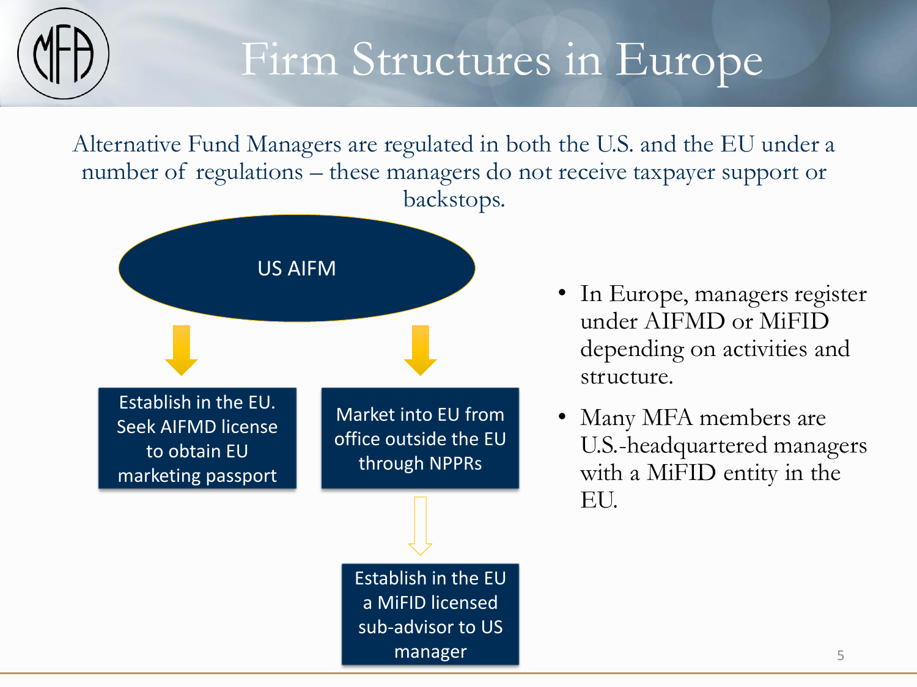# Firm Structures in Europe

Alternative Fund Managers are regulated in both the U.S. and the EU under a number of regulations – these managers do not receive taxpayer support or backstops.

US AIFM

- Establish in the EU. Seek AIFMD license to obtain EU marketing passport
- Market into EU from office outside the EU through NPPRs
  - Establish in the EU a MiFID licensed sub-advisor to US manager

- In Europe, managers register under AIFMD or MiFID depending on activities and structure.
- Many MFA members are U.S.-headquartered managers with a MiFID entity in the EU.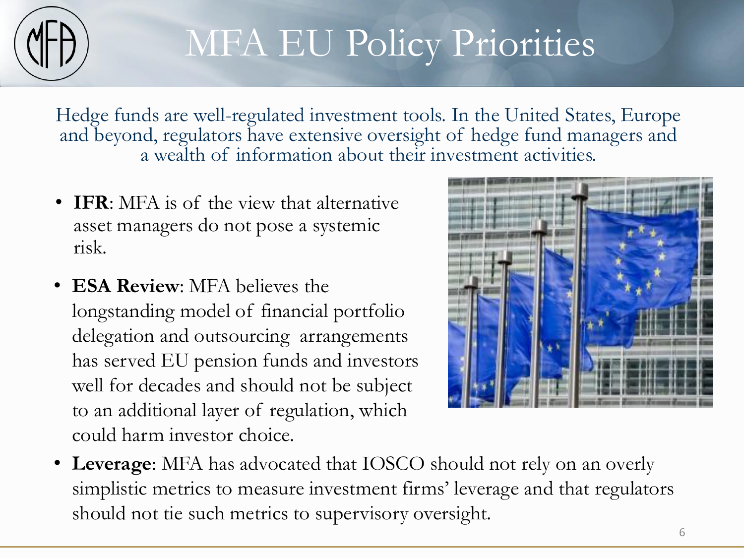# MFA EU Policy Priorities

Hedge funds are well-regulated investment tools. In the United States, Europe and beyond, regulators have extensive oversight of hedge fund managers and a wealth of information about their investment activities.

- **IFR**: MFA is of the view that alternative asset managers do not pose a systemic risk.
- **ESA Review**: MFA believes the longstanding model of financial portfolio delegation and outsourcing arrangements has served EU pension funds and investors well for decades and should not be subject to an additional layer of regulation, which could harm investor choice.
- **Leverage**: MFA has advocated that IOSCO should not rely on an overly simplistic metrics to measure investment firms' leverage and that regulators should not tie such metrics to supervisory oversight.